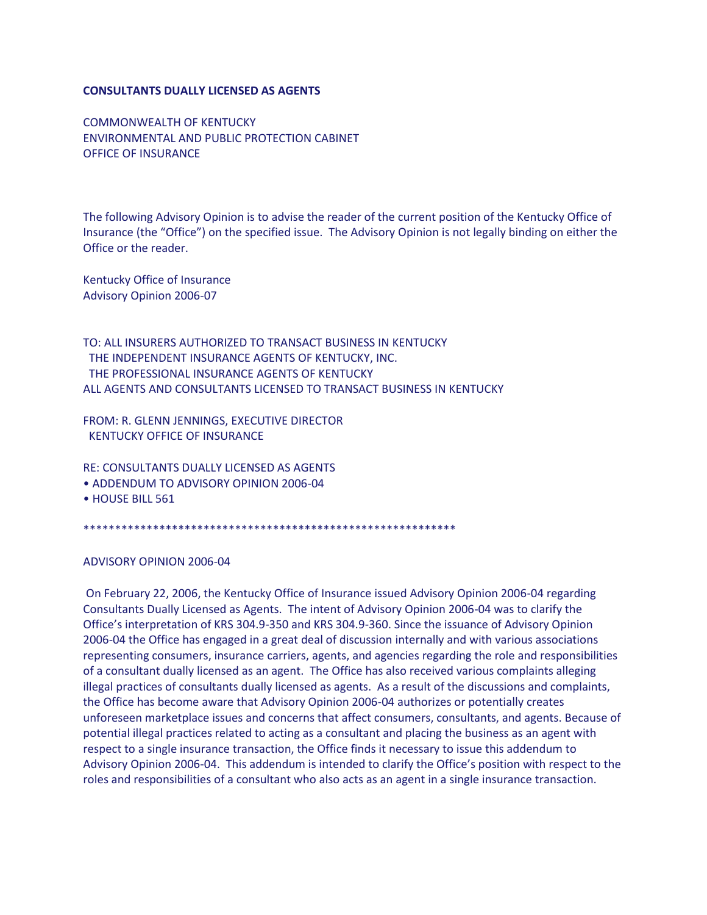**CONSULTANTS DUALLY LICENSED AS AGENTS**

COMMONWEALTH OF KENTUCKY
ENVIRONMENTAL AND PUBLIC PROTECTION CABINET
OFFICE OF INSURANCE

The following Advisory Opinion is to advise the reader of the current position of the Kentucky Office of Insurance (the "Office") on the specified issue. The Advisory Opinion is not legally binding on either the Office or the reader.

Kentucky Office of Insurance
Advisory Opinion 2006-07

TO: ALL INSURERS AUTHORIZED TO TRANSACT BUSINESS IN KENTUCKY
THE INDEPENDENT INSURANCE AGENTS OF KENTUCKY, INC.
THE PROFESSIONAL INSURANCE AGENTS OF KENTUCKY
ALL AGENTS AND CONSULTANTS LICENSED TO TRANSACT BUSINESS IN KENTUCKY

FROM: R. GLENN JENNINGS, EXECUTIVE DIRECTOR
KENTUCKY OFFICE OF INSURANCE

RE: CONSULTANTS DUALLY LICENSED AS AGENTS
- ADDENDUM TO ADVISORY OPINION 2006-04
- HOUSE BILL 561

************************************************************

ADVISORY OPINION 2006-04

On February 22, 2006, the Kentucky Office of Insurance issued Advisory Opinion 2006-04 regarding Consultants Dually Licensed as Agents. The intent of Advisory Opinion 2006-04 was to clarify the Office's interpretation of KRS 304.9-350 and KRS 304.9-360. Since the issuance of Advisory Opinion 2006-04 the Office has engaged in a great deal of discussion internally and with various associations representing consumers, insurance carriers, agents, and agencies regarding the role and responsibilities of a consultant dually licensed as an agent. The Office has also received various complaints alleging illegal practices of consultants dually licensed as agents. As a result of the discussions and complaints, the Office has become aware that Advisory Opinion 2006-04 authorizes or potentially creates unforeseen marketplace issues and concerns that affect consumers, consultants, and agents. Because of potential illegal practices related to acting as a consultant and placing the business as an agent with respect to a single insurance transaction, the Office finds it necessary to issue this addendum to Advisory Opinion 2006-04. This addendum is intended to clarify the Office's position with respect to the roles and responsibilities of a consultant who also acts as an agent in a single insurance transaction.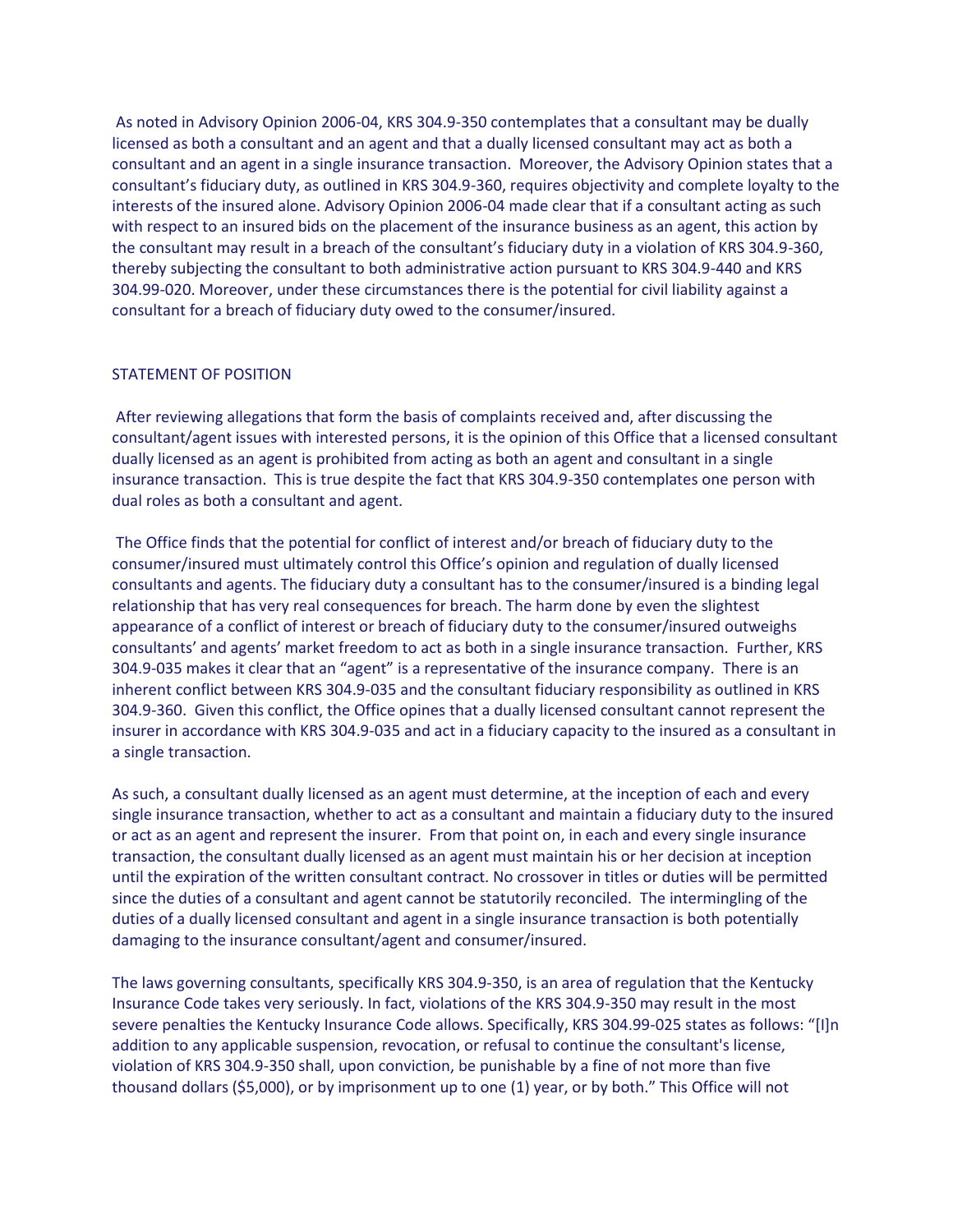As noted in Advisory Opinion 2006-04, KRS 304.9-350 contemplates that a consultant may be dually licensed as both a consultant and an agent and that a dually licensed consultant may act as both a consultant and an agent in a single insurance transaction. Moreover, the Advisory Opinion states that a consultant's fiduciary duty, as outlined in KRS 304.9-360, requires objectivity and complete loyalty to the interests of the insured alone. Advisory Opinion 2006-04 made clear that if a consultant acting as such with respect to an insured bids on the placement of the insurance business as an agent, this action by the consultant may result in a breach of the consultant's fiduciary duty in a violation of KRS 304.9-360, thereby subjecting the consultant to both administrative action pursuant to KRS 304.9-440 and KRS 304.99-020. Moreover, under these circumstances there is the potential for civil liability against a consultant for a breach of fiduciary duty owed to the consumer/insured.

## STATEMENT OF POSITION

After reviewing allegations that form the basis of complaints received and, after discussing the consultant/agent issues with interested persons, it is the opinion of this Office that a licensed consultant dually licensed as an agent is prohibited from acting as both an agent and consultant in a single insurance transaction. This is true despite the fact that KRS 304.9-350 contemplates one person with dual roles as both a consultant and agent.

The Office finds that the potential for conflict of interest and/or breach of fiduciary duty to the consumer/insured must ultimately control this Office's opinion and regulation of dually licensed consultants and agents. The fiduciary duty a consultant has to the consumer/insured is a binding legal relationship that has very real consequences for breach. The harm done by even the slightest appearance of a conflict of interest or breach of fiduciary duty to the consumer/insured outweighs consultants' and agents' market freedom to act as both in a single insurance transaction. Further, KRS 304.9-035 makes it clear that an "agent" is a representative of the insurance company. There is an inherent conflict between KRS 304.9-035 and the consultant fiduciary responsibility as outlined in KRS 304.9-360. Given this conflict, the Office opines that a dually licensed consultant cannot represent the insurer in accordance with KRS 304.9-035 and act in a fiduciary capacity to the insured as a consultant in a single transaction.

As such, a consultant dually licensed as an agent must determine, at the inception of each and every single insurance transaction, whether to act as a consultant and maintain a fiduciary duty to the insured or act as an agent and represent the insurer. From that point on, in each and every single insurance transaction, the consultant dually licensed as an agent must maintain his or her decision at inception until the expiration of the written consultant contract. No crossover in titles or duties will be permitted since the duties of a consultant and agent cannot be statutorily reconciled. The intermingling of the duties of a dually licensed consultant and agent in a single insurance transaction is both potentially damaging to the insurance consultant/agent and consumer/insured.

The laws governing consultants, specifically KRS 304.9-350, is an area of regulation that the Kentucky Insurance Code takes very seriously. In fact, violations of the KRS 304.9-350 may result in the most severe penalties the Kentucky Insurance Code allows. Specifically, KRS 304.99-025 states as follows: "[I]n addition to any applicable suspension, revocation, or refusal to continue the consultant's license, violation of KRS 304.9-350 shall, upon conviction, be punishable by a fine of not more than five thousand dollars ($5,000), or by imprisonment up to one (1) year, or by both." This Office will not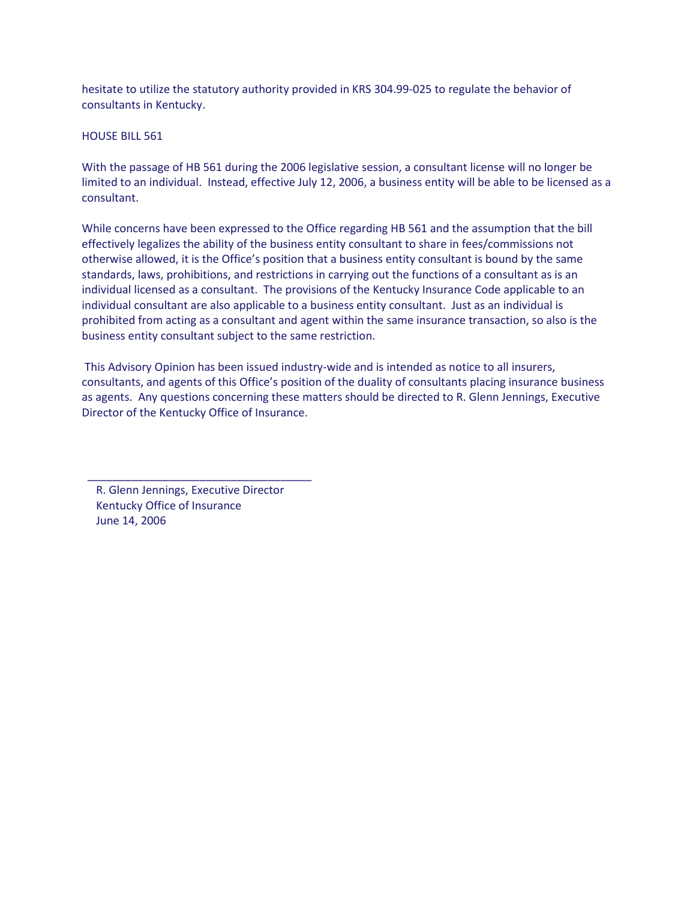hesitate to utilize the statutory authority provided in KRS 304.99-025 to regulate the behavior of consultants in Kentucky.

HOUSE BILL 561

With the passage of HB 561 during the 2006 legislative session, a consultant license will no longer be limited to an individual. Instead, effective July 12, 2006, a business entity will be able to be licensed as a consultant.

While concerns have been expressed to the Office regarding HB 561 and the assumption that the bill effectively legalizes the ability of the business entity consultant to share in fees/commissions not otherwise allowed, it is the Office's position that a business entity consultant is bound by the same standards, laws, prohibitions, and restrictions in carrying out the functions of a consultant as is an individual licensed as a consultant. The provisions of the Kentucky Insurance Code applicable to an individual consultant are also applicable to a business entity consultant. Just as an individual is prohibited from acting as a consultant and agent within the same insurance transaction, so also is the business entity consultant subject to the same restriction.

This Advisory Opinion has been issued industry-wide and is intended as notice to all insurers, consultants, and agents of this Office's position of the duality of consultants placing insurance business as agents. Any questions concerning these matters should be directed to R. Glenn Jennings, Executive Director of the Kentucky Office of Insurance.

\_\_\_\_\_\_\_\_\_\_\_\_\_\_\_\_\_\_\_\_\_\_\_\_\_\_\_\_\_\_\_\_\_\_\_\_

R. Glenn Jennings, Executive Director
Kentucky Office of Insurance
June 14, 2006